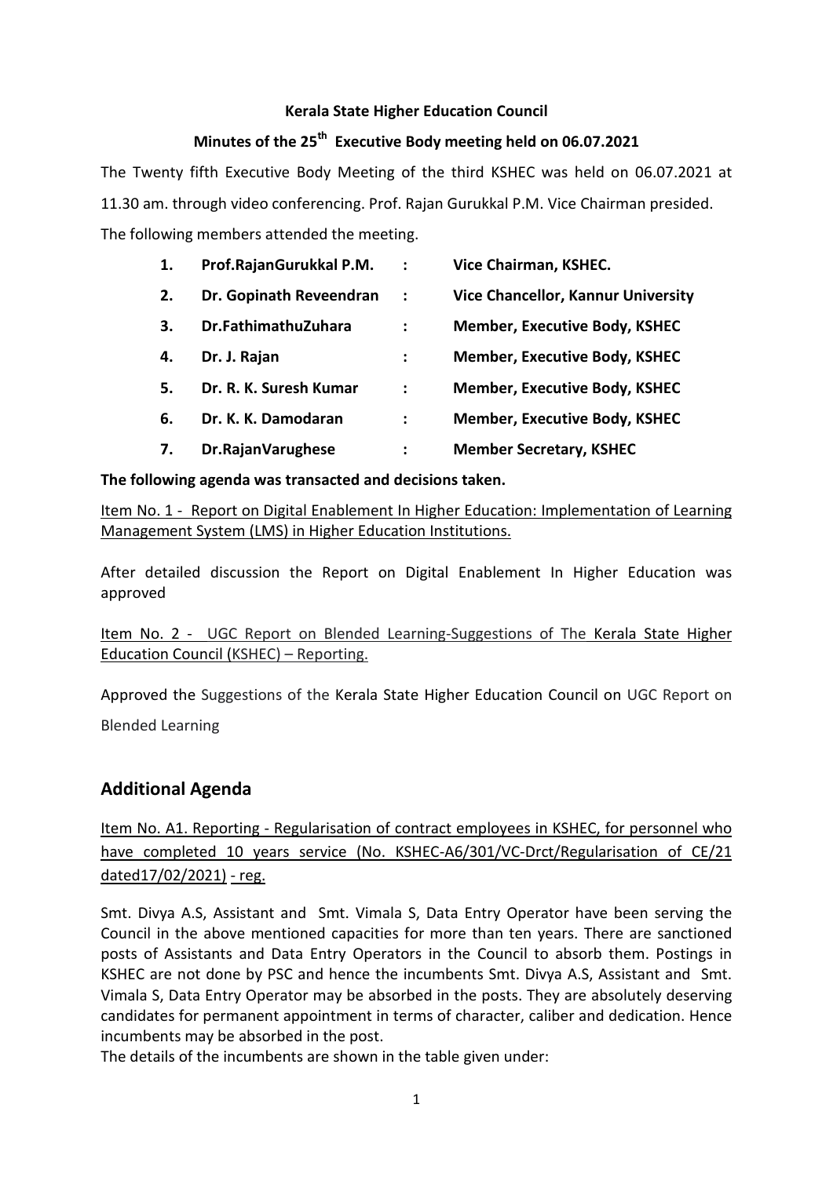**Kerala State Higher Education Council**

**Minutes of the 25th Executive Body meeting held on 06.07.2021**

The Twenty fifth Executive Body Meeting of the third KSHEC was held on 06.07.2021 at 11.30 am. through video conferencing. Prof. Rajan Gurukkal P.M. Vice Chairman presided.

The following members attended the meeting.

| | | | |
|---|---|---|---|
| **1.** | **Prof.RajanGurukkal P.M.** | **:** | **Vice Chairman, KSHEC.** |
| **2.** | **Dr. Gopinath Reveendran** | **:** | **Vice Chancellor, Kannur University** |
| **3.** | **Dr.FathimathuZuhara** | **:** | **Member, Executive Body, KSHEC** |
| **4.** | **Dr. J. Rajan** | **:** | **Member, Executive Body, KSHEC** |
| **5.** | **Dr. R. K. Suresh Kumar** | **:** | **Member, Executive Body, KSHEC** |
| **6.** | **Dr. K. K. Damodaran** | **:** | **Member, Executive Body, KSHEC** |
| **7.** | **Dr.RajanVarughese** | **:** | **Member Secretary, KSHEC** |

**The following agenda was transacted and decisions taken.**

Item No. 1 - Report on Digital Enablement In Higher Education: Implementation of Learning Management System (LMS) in Higher Education Institutions.

After detailed discussion the Report on Digital Enablement In Higher Education was approved

Item No. 2 - UGC Report on Blended Learning-Suggestions of The Kerala State Higher Education Council (KSHEC) – Reporting.

Approved the Suggestions of the Kerala State Higher Education Council on UGC Report on Blended Learning

## Additional Agenda

Item No. A1. Reporting - Regularisation of contract employees in KSHEC, for personnel who have completed 10 years service (No. KSHEC-A6/301/VC-Drct/Regularisation of CE/21 dated17/02/2021) - reg.

Smt. Divya A.S, Assistant and Smt. Vimala S, Data Entry Operator have been serving the Council in the above mentioned capacities for more than ten years. There are sanctioned posts of Assistants and Data Entry Operators in the Council to absorb them. Postings in KSHEC are not done by PSC and hence the incumbents Smt. Divya A.S, Assistant and Smt. Vimala S, Data Entry Operator may be absorbed in the posts. They are absolutely deserving candidates for permanent appointment in terms of character, caliber and dedication. Hence incumbents may be absorbed in the post.

The details of the incumbents are shown in the table given under: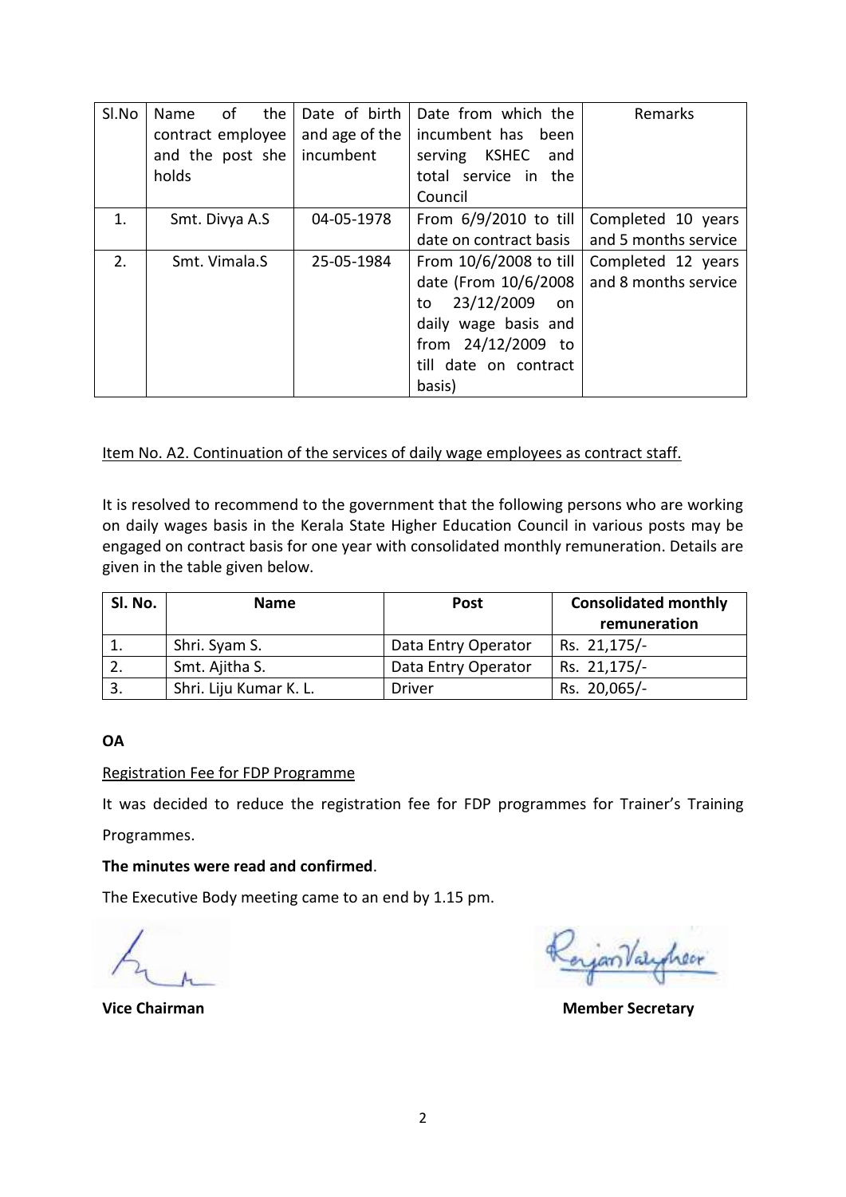| Sl.No | Name of the contract employee and the post she holds | Date of birth and age of the incumbent | Date from which the incumbent has been serving KSHEC and total service in the Council | Remarks |
|---|---|---|---|---|
| 1. | Smt. Divya A.S | 04-05-1978 | From 6/9/2010 to till date on contract basis | Completed 10 years and 5 months service |
| 2. | Smt. Vimala.S | 25-05-1984 | From 10/6/2008 to till date (From 10/6/2008 to 23/12/2009 on daily wage basis and from 24/12/2009 to till date on contract basis) | Completed 12 years and 8 months service |

Item No. A2. Continuation of the services of daily wage employees as contract staff.

It is resolved to recommend to the government that the following persons who are working on daily wages basis in the Kerala State Higher Education Council in various posts may be engaged on contract basis for one year with consolidated monthly remuneration. Details are given in the table given below.

| Sl. No. | Name | Post | Consolidated monthly remuneration |
|---|---|---|---|
| 1. | Shri. Syam S. | Data Entry Operator | Rs. 21,175/- |
| 2. | Smt. Ajitha S. | Data Entry Operator | Rs. 21,175/- |
| 3. | Shri. Liju Kumar K. L. | Driver | Rs. 20,065/- |

**OA**

Registration Fee for FDP Programme

It was decided to reduce the registration fee for FDP programmes for Trainer's Training Programmes.

**The minutes were read and confirmed**.

The Executive Body meeting came to an end by 1.15 pm.

**Vice Chairman** **Member Secretary**